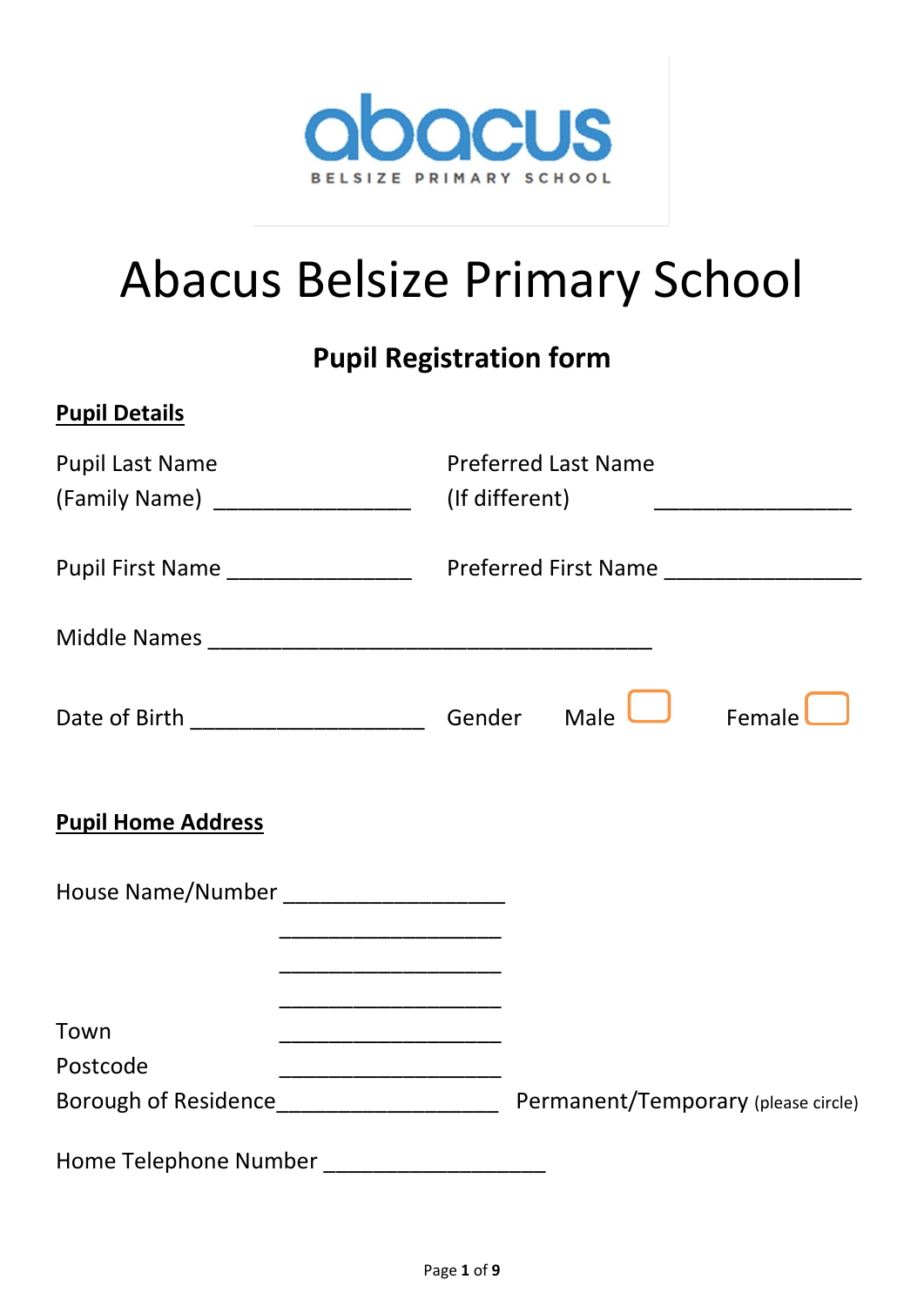abacus

BELSIZE PRIMARY SCHOOL

# Abacus Belsize Primary School

## Pupil Registration form

**Pupil Details**

Pupil Last Name (Family Name) ________________

Preferred Last Name (If different) ________________

Pupil First Name _______________

Preferred First Name ________________

Middle Names ____________________________________

Date of Birth ___________________

Gender Male ☐ Female ☐

**Pupil Home Address**

House Name/Number __________________

__________________

__________________

__________________

Town __________________

Postcode __________________

Borough of Residence__________________ Permanent/Temporary (please circle)

Home Telephone Number __________________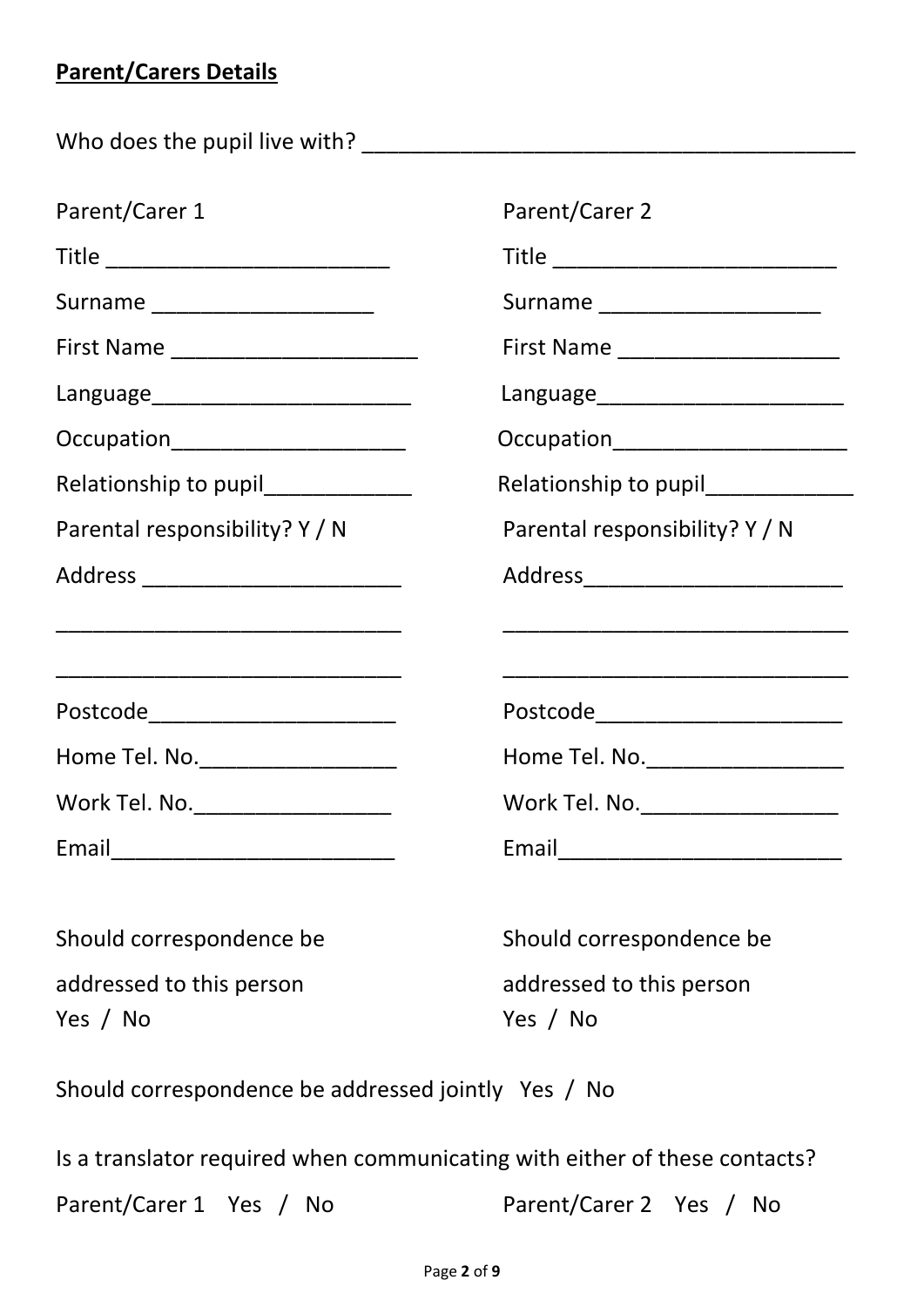**Parent/Carers Details**

Who does the pupil live with? _________________________________________

| Parent/Carer 1 | Parent/Carer 2 |
|---|---|
| Title _______________________ | Title _______________________ |
| Surname __________________ | Surname __________________ |
| First Name ____________________ | First Name __________________ |
| Language_____________________ | Language____________________ |
| Occupation___________________ | Occupation___________________ |
| Relationship to pupil____________ | Relationship to pupil____________ |
| Parental responsibility? Y / N | Parental responsibility? Y / N |
| Address _____________________ | Address_____________________ |
| _____________________________ | _____________________________ |
| _____________________________ | _____________________________ |
| Postcode____________________ | Postcode____________________ |
| Home Tel. No.________________ | Home Tel. No.________________ |
| Work Tel. No.________________ | Work Tel. No.________________ |
| Email_______________________ | Email_______________________ |
| Should correspondence be addressed to this person Yes / No | Should correspondence be addressed to this person Yes / No |

Should correspondence be addressed jointly Yes / No

Is a translator required when communicating with either of these contacts?

Parent/Carer 1 Yes / No

Parent/Carer 2 Yes / No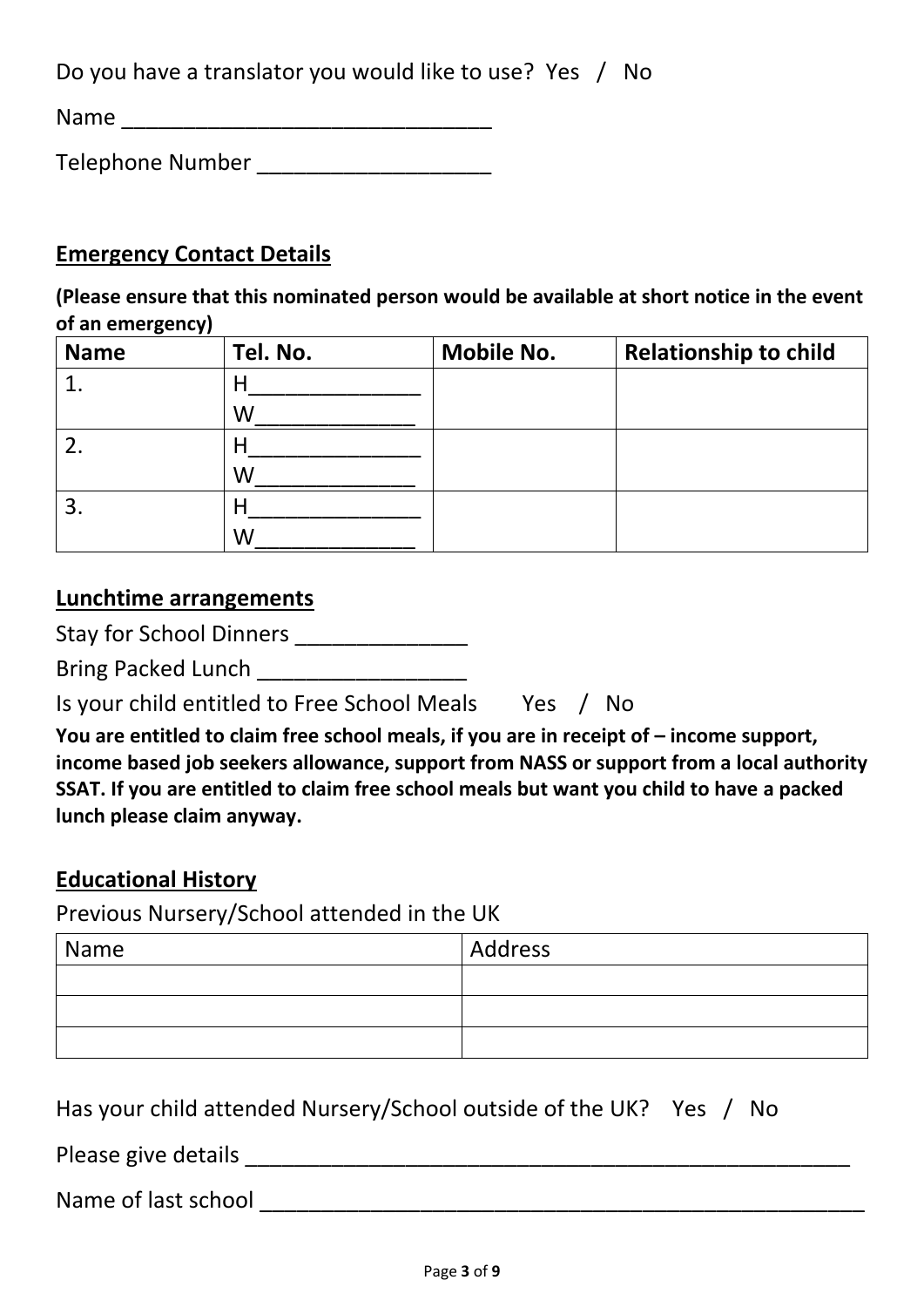Do you have a translator you would like to use? Yes / No

Name ______________________________

Telephone Number ___________________

## Emergency Contact Details

**(Please ensure that this nominated person would be available at short notice in the event of an emergency)**

| Name | Tel. No. | Mobile No. | Relationship to child |
|---|---|---|---|
| 1. | H______________ W_____________ | | |
| 2. | H______________ W_____________ | | |
| 3. | H______________ W_____________ | | |

## Lunchtime arrangements

Stay for School Dinners ______________

Bring Packed Lunch _________________

Is your child entitled to Free School Meals Yes / No

**You are entitled to claim free school meals, if you are in receipt of – income support, income based job seekers allowance, support from NASS or support from a local authority SSAT. If you are entitled to claim free school meals but want you child to have a packed lunch please claim anyway.**

## Educational History

Previous Nursery/School attended in the UK

| Name | Address |
|---|---|
| | |
| | |
| | |

Has your child attended Nursery/School outside of the UK? Yes / No

Please give details ____________________________________________________

Name of last school ____________________________________________________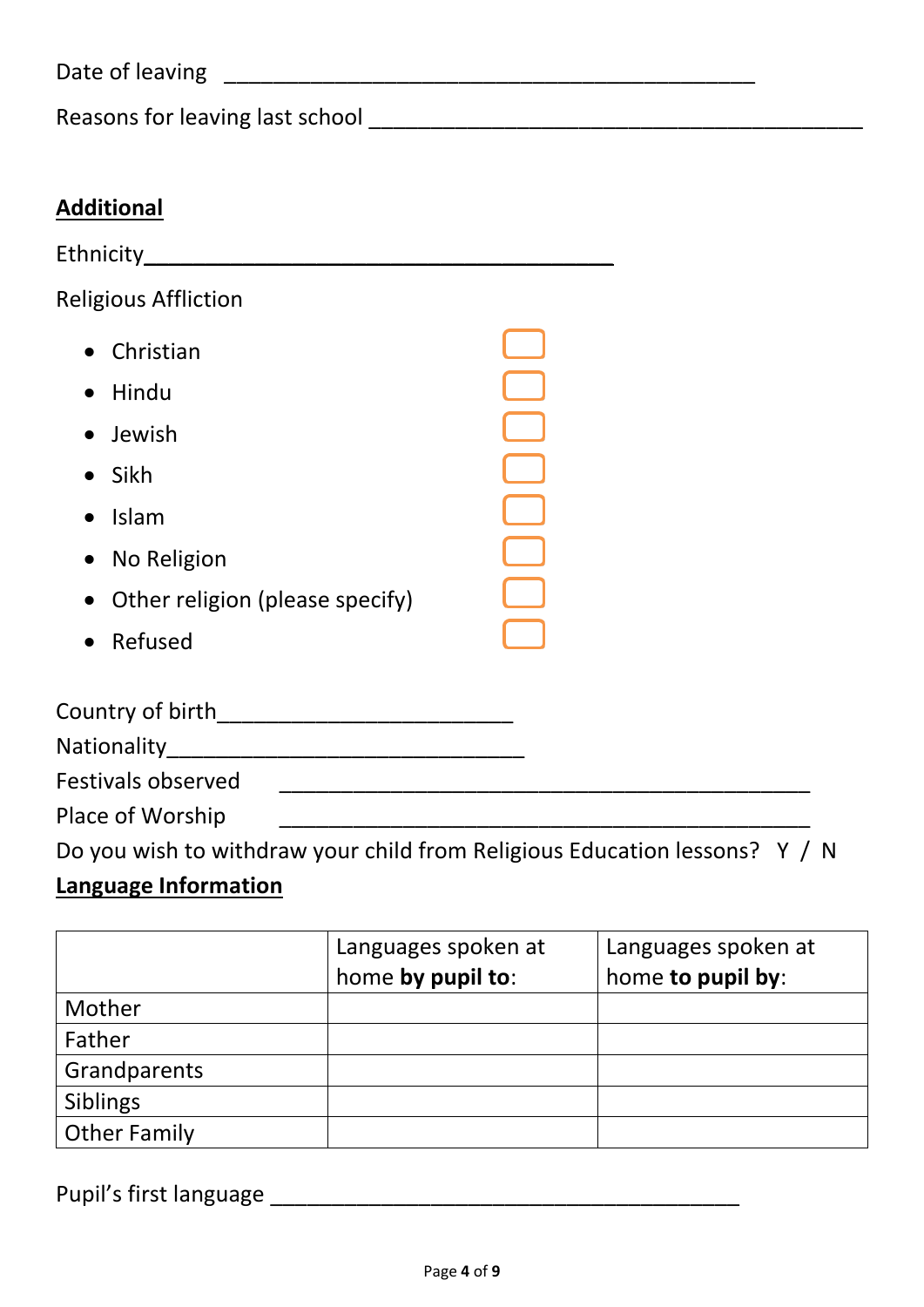Date of leaving ___________________________________________

Reasons for leaving last school ________________________________________

**Additional**

Ethnicity_______________________________________

Religious Affliction

- Christian ☐
- Hindu ☐
- Jewish ☐
- Sikh ☐
- Islam ☐
- No Religion ☐
- Other religion (please specify) ☐
- Refused ☐

Country of birth________________________

Nationality______________________________

Festivals observed ____________________________________________

Place of Worship ____________________________________________

Do you wish to withdraw your child from Religious Education lessons? Y / N

**Language Information**

| | Languages spoken at home **by pupil to**: | Languages spoken at home **to pupil by**: |
|---|---|---|
| Mother | | |
| Father | | |
| Grandparents | | |
| Siblings | | |
| Other Family | | |

Pupil's first language _______________________________________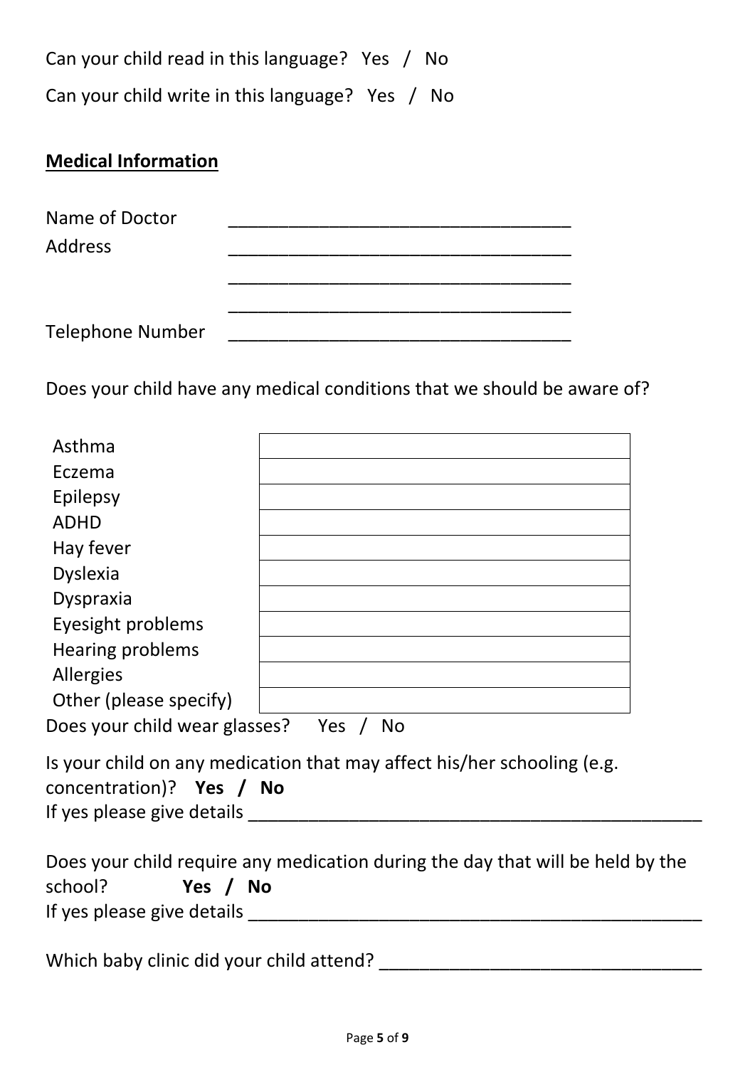Can your child read in this language? Yes / No

Can your child write in this language? Yes / No

## Medical Information

Name of Doctor ___________________________________

Address ___________________________________

___________________________________

___________________________________

Telephone Number ___________________________________

Does your child have any medical conditions that we should be aware of?

| | |
|---|---|
| Asthma | |
| Eczema | |
| Epilepsy | |
| ADHD | |
| Hay fever | |
| Dyslexia | |
| Dyspraxia | |
| Eyesight problems | |
| Hearing problems | |
| Allergies | |
| Other (please specify) | |

Does your child wear glasses? Yes / No

Is your child on any medication that may affect his/her schooling (e.g. concentration)? **Yes / No**

If yes please give details ______________________________________________

Does your child require any medication during the day that will be held by the school? **Yes / No**

If yes please give details ______________________________________________

Which baby clinic did your child attend? ________________________________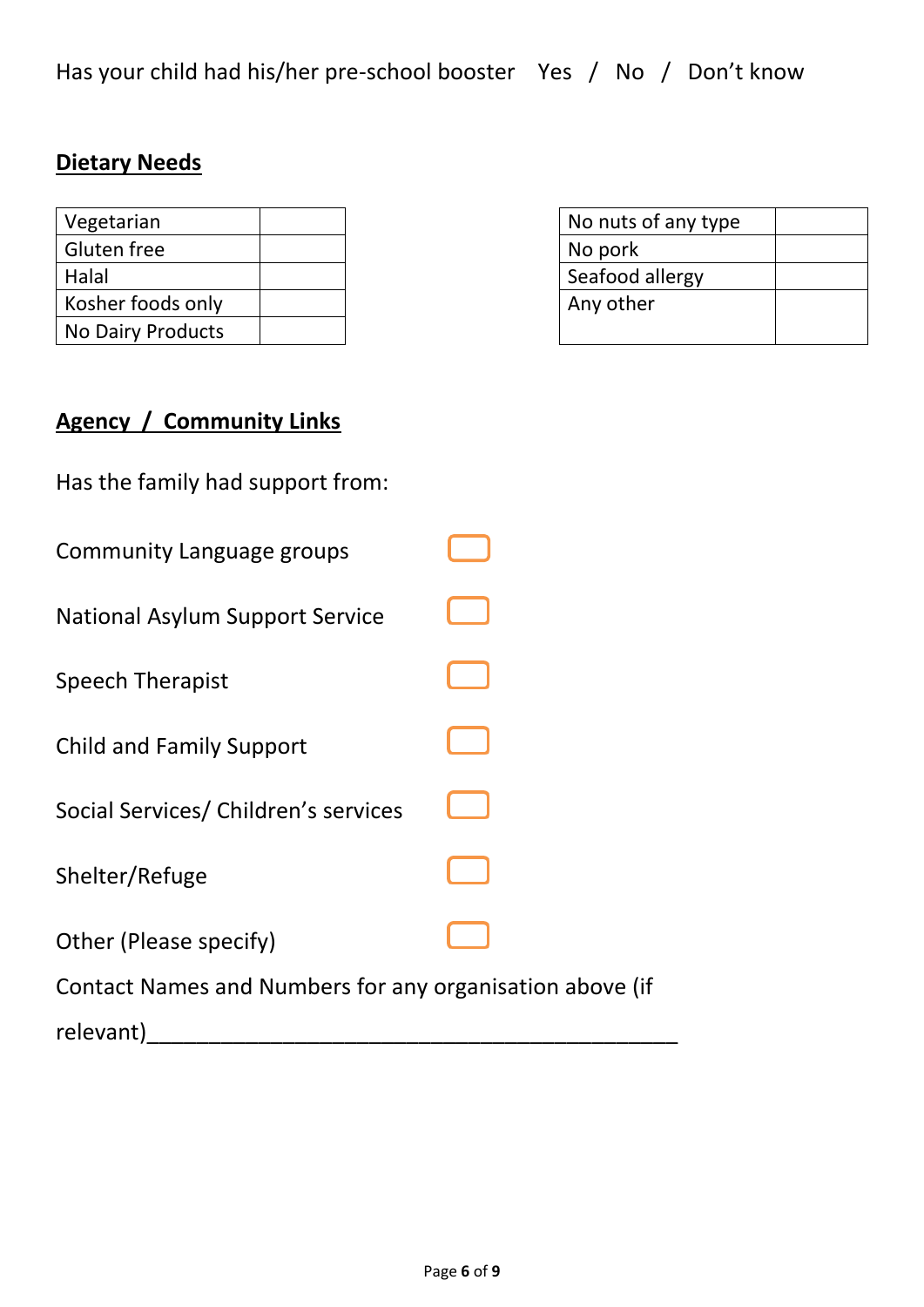Has your child had his/her pre-school booster Yes / No / Don't know

## Dietary Needs

| Vegetarian | |
|---|---|
| Gluten free | |
| Halal | |
| Kosher foods only | |
| No Dairy Products | |

| No nuts of any type | |
|---|---|
| No pork | |
| Seafood allergy | |
| Any other | |

## Agency / Community Links

Has the family had support from:

Community Language groups ☐

National Asylum Support Service ☐

Speech Therapist ☐

Child and Family Support ☐

Social Services/ Children's services ☐

Shelter/Refuge ☐

Other (Please specify) ☐

Contact Names and Numbers for any organisation above (if relevant)_____________________________________________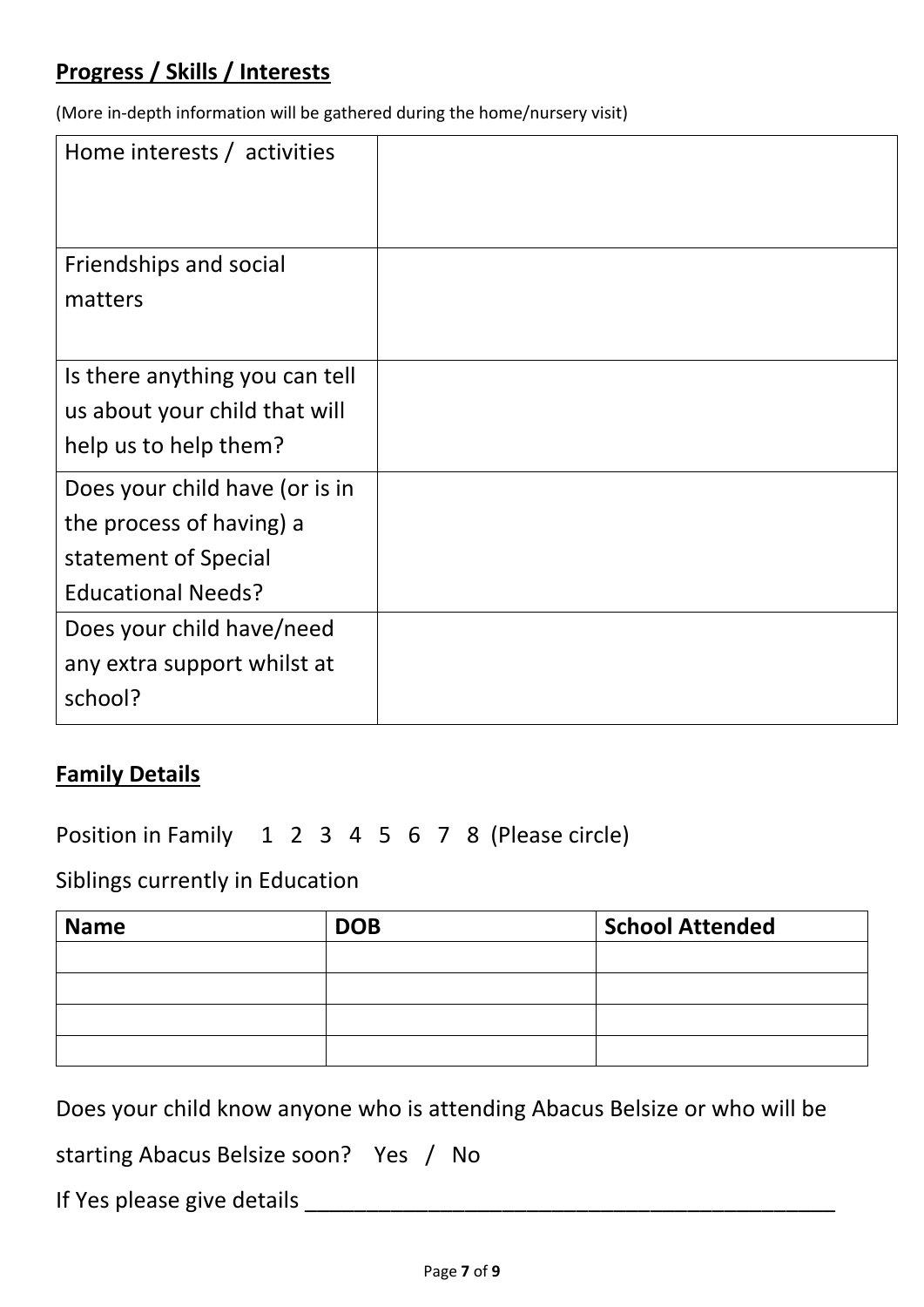## **Progress / Skills / Interests**

(More in-depth information will be gathered during the home/nursery visit)

| | |
|---|---|
| Home interests / activities | |
| Friendships and social matters | |
| Is there anything you can tell us about your child that will help us to help them? | |
| Does your child have (or is in the process of having) a statement of Special Educational Needs? | |
| Does your child have/need any extra support whilst at school? | |

## **Family Details**

Position in Family 1 2 3 4 5 6 7 8 (Please circle)

Siblings currently in Education

| Name | DOB | School Attended |
|---|---|---|
| | | |
| | | |
| | | |
| | | |

Does your child know anyone who is attending Abacus Belsize or who will be starting Abacus Belsize soon? Yes / No

If Yes please give details ____________________________________________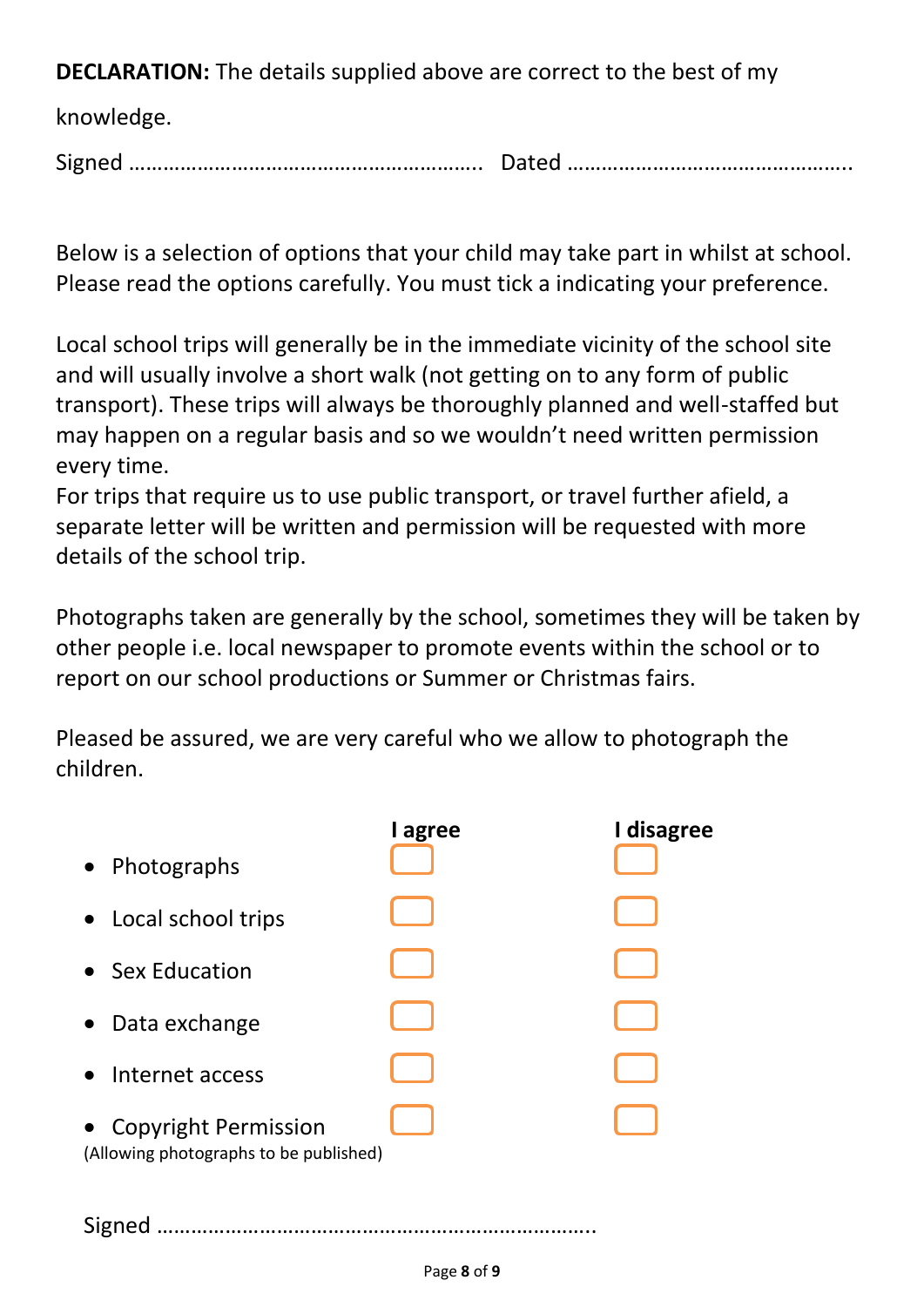**DECLARATION:** The details supplied above are correct to the best of my knowledge.

Signed …………………………………………………. Dated …………………………………………..

Below is a selection of options that your child may take part in whilst at school. Please read the options carefully. You must tick a indicating your preference.

Local school trips will generally be in the immediate vicinity of the school site and will usually involve a short walk (not getting on to any form of public transport). These trips will always be thoroughly planned and well-staffed but may happen on a regular basis and so we wouldn't need written permission every time.
For trips that require us to use public transport, or travel further afield, a separate letter will be written and permission will be requested with more details of the school trip.

Photographs taken are generally by the school, sometimes they will be taken by other people i.e. local newspaper to promote events within the school or to report on our school productions or Summer or Christmas fairs.

Pleased be assured, we are very careful who we allow to photograph the children.

| | I agree | I disagree |
|---|---|---|
| • Photographs | ☐ | ☐ |
| • Local school trips | ☐ | ☐ |
| • Sex Education | ☐ | ☐ |
| • Data exchange | ☐ | ☐ |
| • Internet access | ☐ | ☐ |
| • Copyright Permission (Allowing photographs to be published) | ☐ | ☐ |

Signed ………………………………………………………………….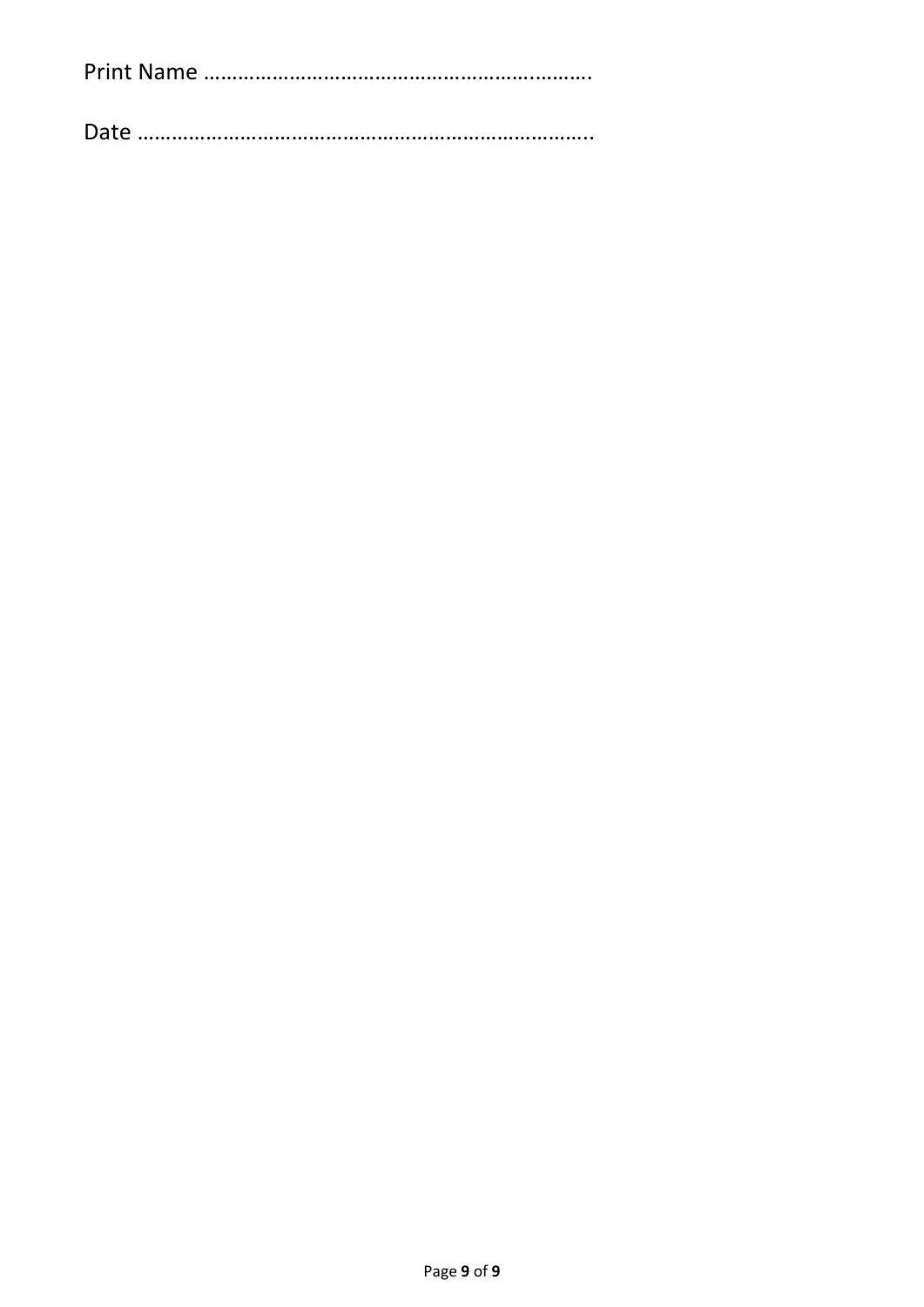Print Name …………………………………………………………..

Date ……………………………………………………………………..